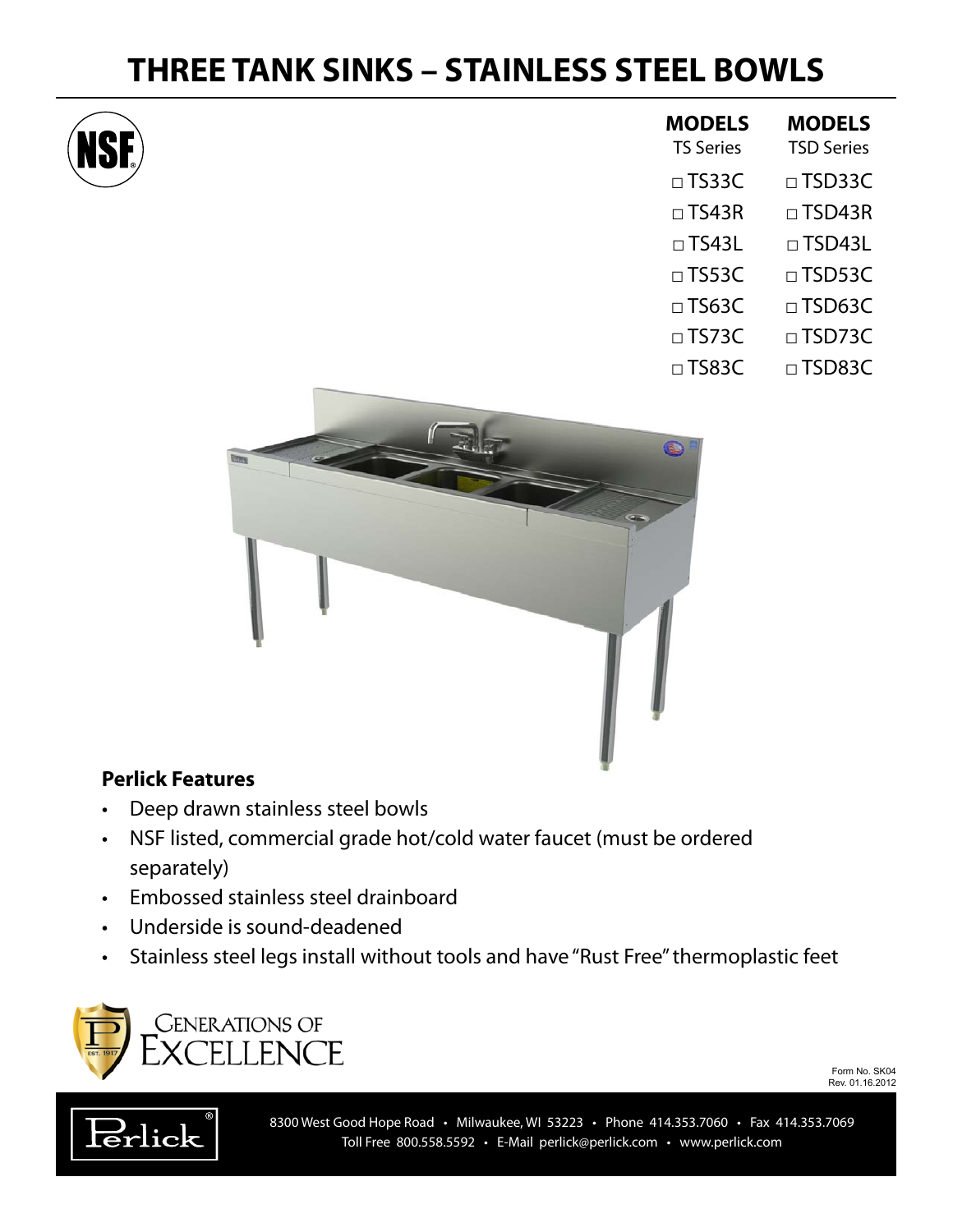# THREE TANK SINKS – STAINLESS STEEL BOWLS

| MODELS<br>TS Series | MODELS<br>TSD Series |
|---|---|
| □ TS33C | □ TSD33C |
| □ TS43R | □ TSD43R |
| □ TS43L | □ TSD43L |
| □ TS53C | □ TSD53C |
| □ TS63C | □ TSD63C |
| □ TS73C | □ TSD73C |
| □ TS83C | □ TSD83C |

### Perlick Features

- Deep drawn stainless steel bowls
- NSF listed, commercial grade hot/cold water faucet (must be ordered separately)
- Embossed stainless steel drainboard
- Underside is sound-deadened
- Stainless steel legs install without tools and have "Rust Free" thermoplastic feet

Generations of Excellence

Form No. SK04
Rev. 01.16.2012

8300 West Good Hope Road • Milwaukee, WI 53223 • Phone 414.353.7060 • Fax 414.353.7069
Toll Free 800.558.5592 • E-Mail perlick@perlick.com • www.perlick.com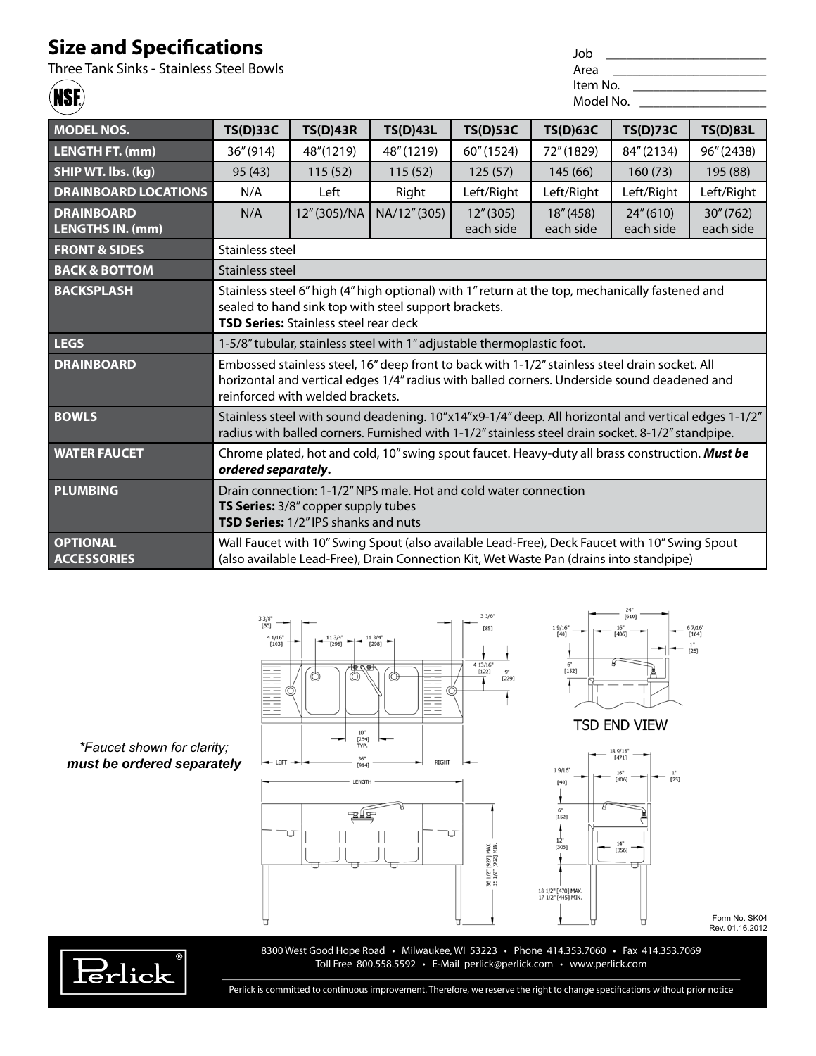# Size and Specifications

Three Tank Sinks - Stainless Steel Bowls

NSF

Job ______________________
Area ______________________
Item No. ______________________
Model No. ______________________

| MODEL NOS. | TS(D)33C | TS(D)43R | TS(D)43L | TS(D)53C | TS(D)63C | TS(D)73C | TS(D)83L |
|---|---|---|---|---|---|---|---|
| LENGTH FT. (mm) | 36" (914) | 48"(1219) | 48" (1219) | 60" (1524) | 72" (1829) | 84" (2134) | 96" (2438) |
| SHIP WT. lbs. (kg) | 95 (43) | 115 (52) | 115 (52) | 125 (57) | 145 (66) | 160 (73) | 195 (88) |
| DRAINBOARD LOCATIONS | N/A | Left | Right | Left/Right | Left/Right | Left/Right | Left/Right |
| DRAINBOARD LENGTHS IN. (mm) | N/A | 12" (305)/NA | NA/12" (305) | 12" (305) each side | 18" (458) each side | 24" (610) each side | 30" (762) each side |
| FRONT & SIDES | Stainless steel | | | | | | |
| BACK & BOTTOM | Stainless steel | | | | | | |
| BACKSPLASH | Stainless steel 6" high (4" high optional) with 1" return at the top, mechanically fastened and sealed to hand sink top with steel support brackets. **TSD Series:** Stainless steel rear deck | | | | | | |
| LEGS | 1-5/8" tubular, stainless steel with 1" adjustable thermoplastic foot. | | | | | | |
| DRAINBOARD | Embossed stainless steel, 16" deep front to back with 1-1/2" stainless steel drain socket. All horizontal and vertical edges 1/4" radius with balled corners. Underside sound deadened and reinforced with welded brackets. | | | | | | |
| BOWLS | Stainless steel with sound deadening. 10"x14"x9-1/4" deep. All horizontal and vertical edges 1-1/2" radius with balled corners. Furnished with 1-1/2" stainless steel drain socket. 8-1/2" standpipe. | | | | | | |
| WATER FAUCET | Chrome plated, hot and cold, 10" swing spout faucet. Heavy-duty all brass construction. ***Must be ordered separately.*** | | | | | | |
| PLUMBING | Drain connection: 1-1/2" NPS male. Hot and cold water connection **TS Series:** 3/8" copper supply tubes **TSD Series:** 1/2" IPS shanks and nuts | | | | | | |
| OPTIONAL ACCESSORIES | Wall Faucet with 10" Swing Spout (also available Lead-Free), Deck Faucet with 10" Swing Spout (also available Lead-Free), Drain Connection Kit, Wet Waste Pan (drains into standpipe) | | | | | | |

*\*Faucet shown for clarity;* ***must be ordered separately***

3 3/8" [85]
4 1/16" [103]
11 3/4" [298]
11 3/4" [298]
3 3/8" [85]
4 13/16" [122]
9" [229]
10" [254] TYP.
36" [914]
LEFT
RIGHT
LENGTH
36 1/2" [927] MAX.
35 1/2" [902] MIN.

24" [610]
1 9/16" [40]
16" [406]
6 7/16" [164]
1" [25]
6" [152]
TSD END VIEW

18 9/16" [471]
1 9/16" [40]
16" [406]
1" [25]
6" [152]
12" [305]
14" [356]
18 1/2" [470] MAX.
17 1/2" [445] MIN.

Form No. SK04
Rev. 01.16.2012

Perlick

8300 West Good Hope Road • Milwaukee, WI 53223 • Phone 414.353.7060 • Fax 414.353.7069
Toll Free 800.558.5592 • E-Mail perlick@perlick.com • www.perlick.com

Perlick is committed to continuous improvement. Therefore, we reserve the right to change specifications without prior notice